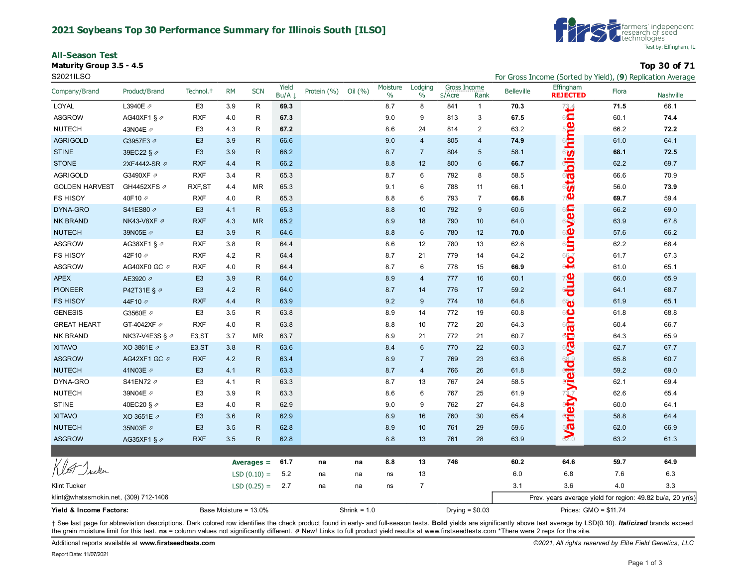# 2021 Soybeans Top 30 Performance Summary for Illinois South [ILSO]

first farmers' independent research of seed technologies
Test by: Effingham, IL

## All-Season Test

**Maturity Group 3.5 - 4.5**

S2021ILSO

**Top 30 of 71**

For Gross Income (Sorted by Yield), (**9**) Replication Average

| Company/Brand | Product/Brand | Technol.† | RM | SCN | Yield Bu/A ↓ | Protein (%) | Oil (%) | Moisture % | Lodging % | Gross Income $/Acre | Gross Income Rank | Belleville | Effingham REJECTED | Flora | Nashville |
|---|---|---|---|---|---|---|---|---|---|---|---|---|---|---|---|
| LOYAL | L3940E ⇗ | E3 | 3.9 | R | **69.3** | | | 8.7 | 8 | 841 | 1 | **70.3** | 73.4 | **71.5** | 66.1 |
| ASGROW | AG40XF1 § ⇗ | RXF | 4.0 | R | **67.3** | | | 9.0 | 9 | 813 | 3 | **67.5** | | 60.1 | **74.4** |
| NUTECH | 43N04E ⇗ | E3 | 4.3 | R | **67.2** | | | 8.6 | 24 | 814 | 2 | 63.2 | | 66.2 | **72.2** |
| AGRIGOLD | G3957E3 ⇗ | E3 | 3.9 | R | 66.6 | | | 9.0 | 4 | 805 | 4 | **74.9** | | 61.0 | 64.1 |
| STINE | 39EC22 § ⇗ | E3 | 3.9 | R | 66.2 | | | 8.7 | 7 | 804 | 5 | 58.1 | | **68.1** | **72.5** |
| STONE | 2XF4442-SR ⇗ | RXF | 4.4 | R | 66.2 | | | 8.8 | 12 | 800 | 6 | **66.7** | | 62.2 | 69.7 |
| AGRIGOLD | G3490XF ⇗ | RXF | 3.4 | R | 65.3 | | | 8.7 | 6 | 792 | 8 | 58.5 | | 66.6 | 70.9 |
| GOLDEN HARVEST | GH4452XFS ⇗ | RXF,ST | 4.4 | MR | 65.3 | | | 9.1 | 6 | 788 | 11 | 66.1 | | 56.0 | **73.9** |
| FS HISOY | 40F10 ⇗ | RXF | 4.0 | R | 65.3 | | | 8.8 | 6 | 793 | 7 | **66.8** | | **69.7** | 59.4 |
| DYNA-GRO | S41ES80 ⇗ | E3 | 4.1 | R | 65.3 | | | 8.8 | 10 | 792 | 9 | 60.6 | | 66.2 | 69.0 |
| NK BRAND | NK43-V8XF ⇗ | RXF | 4.3 | MR | 65.2 | | | 8.9 | 18 | 790 | 10 | 64.0 | | 63.9 | 67.8 |
| NUTECH | 39N05E ⇗ | E3 | 3.9 | R | 64.6 | | | 8.8 | 6 | 780 | 12 | **70.0** | | 57.6 | 66.2 |
| ASGROW | AG38XF1 § ⇗ | RXF | 3.8 | R | 64.4 | | | 8.6 | 12 | 780 | 13 | 62.6 | | 62.2 | 68.4 |
| FS HISOY | 42F10 ⇗ | RXF | 4.2 | R | 64.4 | | | 8.7 | 21 | 779 | 14 | 64.2 | 66.7 | 61.7 | 67.3 |
| ASGROW | AG40XF0 GC ⇗ | RXF | 4.0 | R | 64.4 | | | 8.7 | 6 | 778 | 15 | **66.9** | | 61.0 | 65.1 |
| APEX | AE3920 ⇗ | E3 | 3.9 | R | 64.0 | | | 8.9 | 4 | 777 | 16 | 60.1 | | 66.0 | 65.9 |
| PIONEER | P42T31E § ⇗ | E3 | 4.2 | R | 64.0 | | | 8.7 | 14 | 776 | 17 | 59.2 | | 64.1 | 68.7 |
| FS HISOY | 44F10 ⇗ | RXF | 4.4 | R | 63.9 | | | 9.2 | 9 | 774 | 18 | 64.8 | | 61.9 | 65.1 |
| GENESIS | G3560E ⇗ | E3 | 3.5 | R | 63.8 | | | 8.9 | 14 | 772 | 19 | 60.8 | | 61.8 | 68.8 |
| GREAT HEART | GT-4042XF ⇗ | RXF | 4.0 | R | 63.8 | | | 8.8 | 10 | 772 | 20 | 64.3 | | 60.4 | 66.7 |
| NK BRAND | NK37-V4E3S § ⇗ | E3,ST | 3.7 | MR | 63.7 | | | 8.9 | 21 | 772 | 21 | 60.7 | | 64.3 | 65.9 |
| XITAVO | XO 3861E ⇗ | E3,ST | 3.8 | R | 63.6 | | | 8.4 | 6 | 770 | 22 | 60.3 | | 62.7 | 67.7 |
| ASGROW | AG42XF1 GC ⇗ | RXF | 4.2 | R | 63.4 | | | 8.9 | 7 | 769 | 23 | 63.6 | 68.9 | 65.8 | 60.7 |
| NUTECH | 41N03E ⇗ | E3 | 4.1 | R | 63.3 | | | 8.7 | 4 | 766 | 26 | 61.8 | | 59.2 | 69.0 |
| DYNA-GRO | S41EN72 ⇗ | E3 | 4.1 | R | 63.3 | | | 8.7 | 13 | 767 | 24 | 58.5 | | 62.1 | 69.4 |
| NUTECH | 39N04E ⇗ | E3 | 3.9 | R | 63.3 | | | 8.6 | 6 | 767 | 25 | 61.9 | 73.7 | 62.6 | 65.4 |
| STINE | 40EC20 § ⇗ | E3 | 4.0 | R | 62.9 | | | 9.0 | 9 | 762 | 27 | 64.8 | | 60.0 | 64.1 |
| XITAVO | XO 3651E ⇗ | E3 | 3.6 | R | 62.9 | | | 8.9 | 16 | 760 | 30 | 65.4 | | 58.8 | 64.4 |
| NUTECH | 35N03E ⇗ | E3 | 3.5 | R | 62.8 | | | 8.9 | 10 | 761 | 29 | 59.6 | | 62.0 | 66.9 |
| ASGROW | AG35XF1 § ⇗ | RXF | 3.5 | R | 62.8 | | | 8.8 | 13 | 761 | 28 | 63.9 | 62.0 | 63.2 | 61.3 |
| | | | | **Averages =** | 61.7 | na | na | 8.8 | 13 | 746 | | 60.2 | 64.6 | 59.7 | 64.9 |
| | | | | LSD (0.10) = | 5.2 | na | na | ns | 13 | | | 6.0 | 6.8 | 7.6 | 6.3 |
| | | | | LSD (0.25) = | 2.7 | na | na | ns | 7 | | | 3.1 | 3.6 | 4.0 | 3.3 |

Effingham: Variety yield variance due to uneven establishment

Klint Tucker
klint@whatssmokin.net, (309) 712-1406

Prev. years average yield for region: 49.82 bu/a, 20 yr(s)

**Yield & Income Factors:** Base Moisture = 13.0% Shrink = 1.0 Drying = $0.03 Prices: GMO = $11.74

† See last page for abbreviation descriptions. Dark colored row identifies the check product found in early- and full-season tests. **Bold** yields are significantly above test average by LSD(0.10). ***Italicized*** brands exceed the grain moisture limit for this test. **ns** = column values not significantly different. ⇗ New! Links to full product yield results at www.firstseedtests.com *There were 2 reps for the site.

Additional reports available at **www.firstseedtests.com**

*©2021, All rights reserved by Elite Field Genetics, LLC*

Report Date: 11/07/2021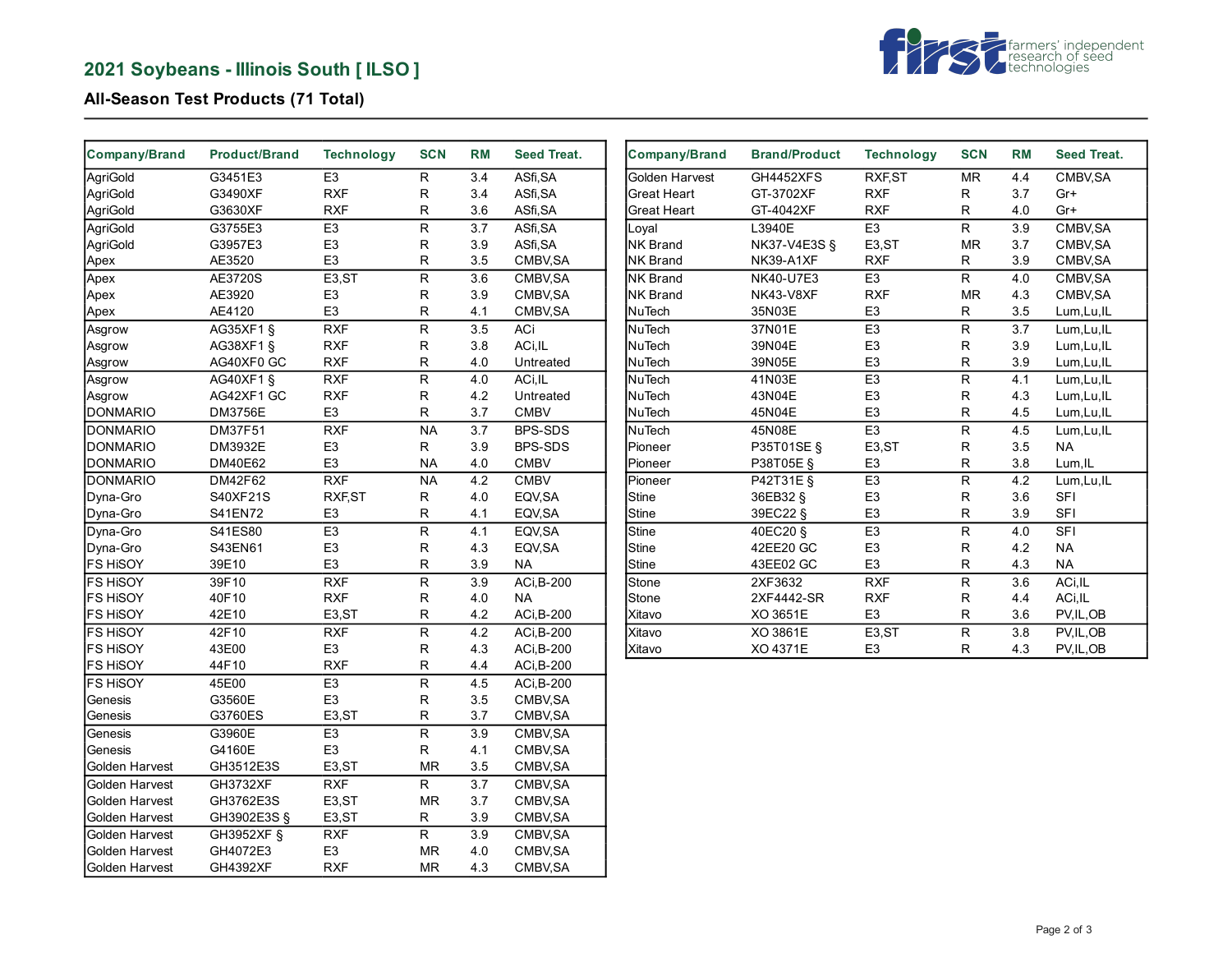## 2021 Soybeans - Illinois South [ ILSO ]

### All-Season Test Products (71 Total)

| Company/Brand | Product/Brand | Technology | SCN | RM | Seed Treat. |
|---|---|---|---|---|---|
| AgriGold | G3451E3 | E3 | R | 3.4 | ASfi,SA |
| AgriGold | G3490XF | RXF | R | 3.4 | ASfi,SA |
| AgriGold | G3630XF | RXF | R | 3.6 | ASfi,SA |
| AgriGold | G3755E3 | E3 | R | 3.7 | ASfi,SA |
| AgriGold | G3957E3 | E3 | R | 3.9 | ASfi,SA |
| Apex | AE3520 | E3 | R | 3.5 | CMBV,SA |
| Apex | AE3720S | E3,ST | R | 3.6 | CMBV,SA |
| Apex | AE3920 | E3 | R | 3.9 | CMBV,SA |
| Apex | AE4120 | E3 | R | 4.1 | CMBV,SA |
| Asgrow | AG35XF1 § | RXF | R | 3.5 | ACi |
| Asgrow | AG38XF1 § | RXF | R | 3.8 | ACi,IL |
| Asgrow | AG40XF0 GC | RXF | R | 4.0 | Untreated |
| Asgrow | AG40XF1 § | RXF | R | 4.0 | ACi,IL |
| Asgrow | AG42XF1 GC | RXF | R | 4.2 | Untreated |
| DONMARIO | DM3756E | E3 | R | 3.7 | CMBV |
| DONMARIO | DM37F51 | RXF | NA | 3.7 | BPS-SDS |
| DONMARIO | DM3932E | E3 | R | 3.9 | BPS-SDS |
| DONMARIO | DM40E62 | E3 | NA | 4.0 | CMBV |
| DONMARIO | DM42F62 | RXF | NA | 4.2 | CMBV |
| Dyna-Gro | S40XF21S | RXF,ST | R | 4.0 | EQV,SA |
| Dyna-Gro | S41EN72 | E3 | R | 4.1 | EQV,SA |
| Dyna-Gro | S41ES80 | E3 | R | 4.1 | EQV,SA |
| Dyna-Gro | S43EN61 | E3 | R | 4.3 | EQV,SA |
| FS HiSOY | 39E10 | E3 | R | 3.9 | NA |
| FS HiSOY | 39F10 | RXF | R | 3.9 | ACi,B-200 |
| FS HiSOY | 40F10 | RXF | R | 4.0 | NA |
| FS HiSOY | 42E10 | E3,ST | R | 4.2 | ACi,B-200 |
| FS HiSOY | 42F10 | RXF | R | 4.2 | ACi,B-200 |
| FS HiSOY | 43E00 | E3 | R | 4.3 | ACi,B-200 |
| FS HiSOY | 44F10 | RXF | R | 4.4 | ACi,B-200 |
| FS HiSOY | 45E00 | E3 | R | 4.5 | ACi,B-200 |
| Genesis | G3560E | E3 | R | 3.5 | CMBV,SA |
| Genesis | G3760ES | E3,ST | R | 3.7 | CMBV,SA |
| Genesis | G3960E | E3 | R | 3.9 | CMBV,SA |
| Genesis | G4160E | E3 | R | 4.1 | CMBV,SA |
| Golden Harvest | GH3512E3S | E3,ST | MR | 3.5 | CMBV,SA |
| Golden Harvest | GH3732XF | RXF | R | 3.7 | CMBV,SA |
| Golden Harvest | GH3762E3S | E3,ST | MR | 3.7 | CMBV,SA |
| Golden Harvest | GH3902E3S § | E3,ST | R | 3.9 | CMBV,SA |
| Golden Harvest | GH3952XF § | RXF | R | 3.9 | CMBV,SA |
| Golden Harvest | GH4072E3 | E3 | MR | 4.0 | CMBV,SA |
| Golden Harvest | GH4392XF | RXF | MR | 4.3 | CMBV,SA |
| Golden Harvest | GH4452XFS | RXF,ST | MR | 4.4 | CMBV,SA |
| Great Heart | GT-3702XF | RXF | R | 3.7 | Gr+ |
| Great Heart | GT-4042XF | RXF | R | 4.0 | Gr+ |
| Loyal | L3940E | E3 | R | 3.9 | CMBV,SA |
| NK Brand | NK37-V4E3S § | E3,ST | MR | 3.7 | CMBV,SA |
| NK Brand | NK39-A1XF | RXF | R | 3.9 | CMBV,SA |
| NK Brand | NK40-U7E3 | E3 | R | 4.0 | CMBV,SA |
| NK Brand | NK43-V8XF | RXF | MR | 4.3 | CMBV,SA |
| NuTech | 35N03E | E3 | R | 3.5 | Lum,Lu,IL |
| NuTech | 37N01E | E3 | R | 3.7 | Lum,Lu,IL |
| NuTech | 39N04E | E3 | R | 3.9 | Lum,Lu,IL |
| NuTech | 39N05E | E3 | R | 3.9 | Lum,Lu,IL |
| NuTech | 41N03E | E3 | R | 4.1 | Lum,Lu,IL |
| NuTech | 43N04E | E3 | R | 4.3 | Lum,Lu,IL |
| NuTech | 45N04E | E3 | R | 4.5 | Lum,Lu,IL |
| NuTech | 45N08E | E3 | R | 4.5 | Lum,Lu,IL |
| Pioneer | P35T01SE § | E3,ST | R | 3.5 | NA |
| Pioneer | P38T05E § | E3 | R | 3.8 | Lum,IL |
| Pioneer | P42T31E § | E3 | R | 4.2 | Lum,Lu,IL |
| Stine | 36EB32 § | E3 | R | 3.6 | SFI |
| Stine | 39EC22 § | E3 | R | 3.9 | SFI |
| Stine | 40EC20 § | E3 | R | 4.0 | SFI |
| Stine | 42EE20 GC | E3 | R | 4.2 | NA |
| Stine | 43EE02 GC | E3 | R | 4.3 | NA |
| Stone | 2XF3632 | RXF | R | 3.6 | ACi,IL |
| Stone | 2XF4442-SR | RXF | R | 4.4 | ACi,IL |
| Xitavo | XO 3651E | E3 | R | 3.6 | PV,IL,OB |
| Xitavo | XO 3861E | E3,ST | R | 3.8 | PV,IL,OB |
| Xitavo | XO 4371E | E3 | R | 4.3 | PV,IL,OB |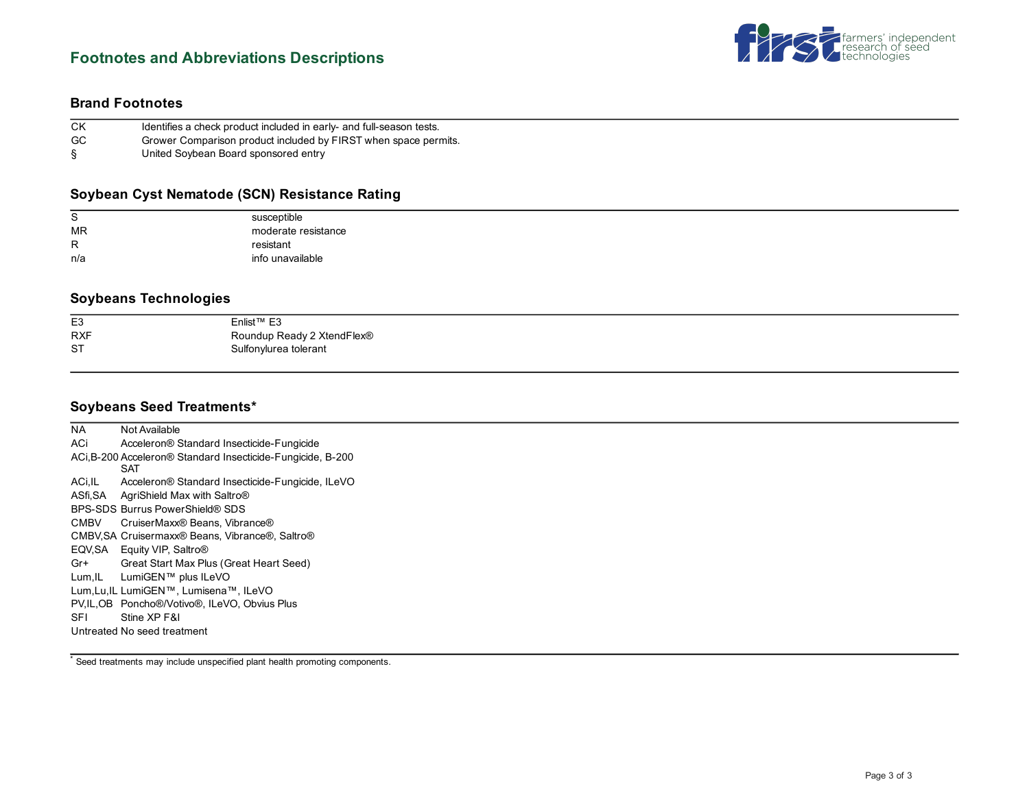## Footnotes and Abbreviations Descriptions

### Brand Footnotes

| | |
|---|---|
| CK | Identifies a check product included in early- and full-season tests. |
| GC | Grower Comparison product included by FIRST when space permits. |
| § | United Soybean Board sponsored entry |

### Soybean Cyst Nematode (SCN) Resistance Rating

| | |
|---|---|
| S | susceptible |
| MR | moderate resistance |
| R | resistant |
| n/a | info unavailable |

### Soybeans Technologies

| | |
|---|---|
| E3 | Enlist™ E3 |
| RXF | Roundup Ready 2 XtendFlex® |
| ST | Sulfonylurea tolerant |

### Soybeans Seed Treatments*

| | |
|---|---|
| NA | Not Available |
| ACi | Acceleron® Standard Insecticide-Fungicide |
| ACi,B-200 | Acceleron® Standard Insecticide-Fungicide, B-200 SAT |
| ACi,IL | Acceleron® Standard Insecticide-Fungicide, ILeVO |
| ASfi,SA | AgriShield Max with Saltro® |
| BPS-SDS | Burrus PowerShield® SDS |
| CMBV | CruiserMaxx® Beans, Vibrance® |
| CMBV,SA | Cruisermaxx® Beans, Vibrance®, Saltro® |
| EQV,SA | Equity VIP, Saltro® |
| Gr+ | Great Start Max Plus (Great Heart Seed) |
| Lum,IL | LumiGEN™ plus ILeVO |
| Lum,Lu,IL | LumiGEN™, Lumisena™, ILeVO |
| PV,IL,OB | Poncho®/Votivo®, ILeVO, Obvius Plus |
| SFI | Stine XP F&I |
| Untreated | No seed treatment |

\* Seed treatments may include unspecified plant health promoting components.